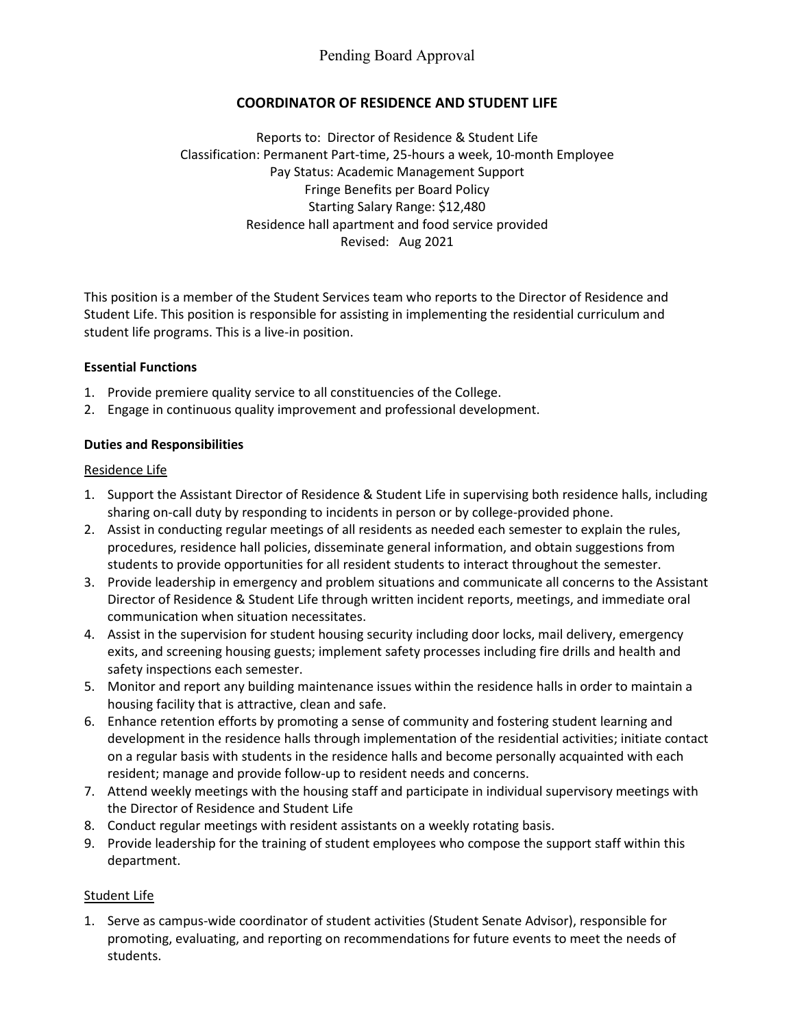Pending Board Approval

# COORDINATOR OF RESIDENCE AND STUDENT LIFE

Reports to: Director of Residence & Student Life
Classification: Permanent Part-time, 25-hours a week, 10-month Employee
Pay Status: Academic Management Support
Fringe Benefits per Board Policy
Starting Salary Range: $12,480
Residence hall apartment and food service provided
Revised: Aug 2021

This position is a member of the Student Services team who reports to the Director of Residence and Student Life. This position is responsible for assisting in implementing the residential curriculum and student life programs. This is a live-in position.

**Essential Functions**

1. Provide premiere quality service to all constituencies of the College.
2. Engage in continuous quality improvement and professional development.

**Duties and Responsibilities**

Residence Life

1. Support the Assistant Director of Residence & Student Life in supervising both residence halls, including sharing on-call duty by responding to incidents in person or by college-provided phone.
2. Assist in conducting regular meetings of all residents as needed each semester to explain the rules, procedures, residence hall policies, disseminate general information, and obtain suggestions from students to provide opportunities for all resident students to interact throughout the semester.
3. Provide leadership in emergency and problem situations and communicate all concerns to the Assistant Director of Residence & Student Life through written incident reports, meetings, and immediate oral communication when situation necessitates.
4. Assist in the supervision for student housing security including door locks, mail delivery, emergency exits, and screening housing guests; implement safety processes including fire drills and health and safety inspections each semester.
5. Monitor and report any building maintenance issues within the residence halls in order to maintain a housing facility that is attractive, clean and safe.
6. Enhance retention efforts by promoting a sense of community and fostering student learning and development in the residence halls through implementation of the residential activities; initiate contact on a regular basis with students in the residence halls and become personally acquainted with each resident; manage and provide follow-up to resident needs and concerns.
7. Attend weekly meetings with the housing staff and participate in individual supervisory meetings with the Director of Residence and Student Life
8. Conduct regular meetings with resident assistants on a weekly rotating basis.
9. Provide leadership for the training of student employees who compose the support staff within this department.

Student Life

1. Serve as campus-wide coordinator of student activities (Student Senate Advisor), responsible for promoting, evaluating, and reporting on recommendations for future events to meet the needs of students.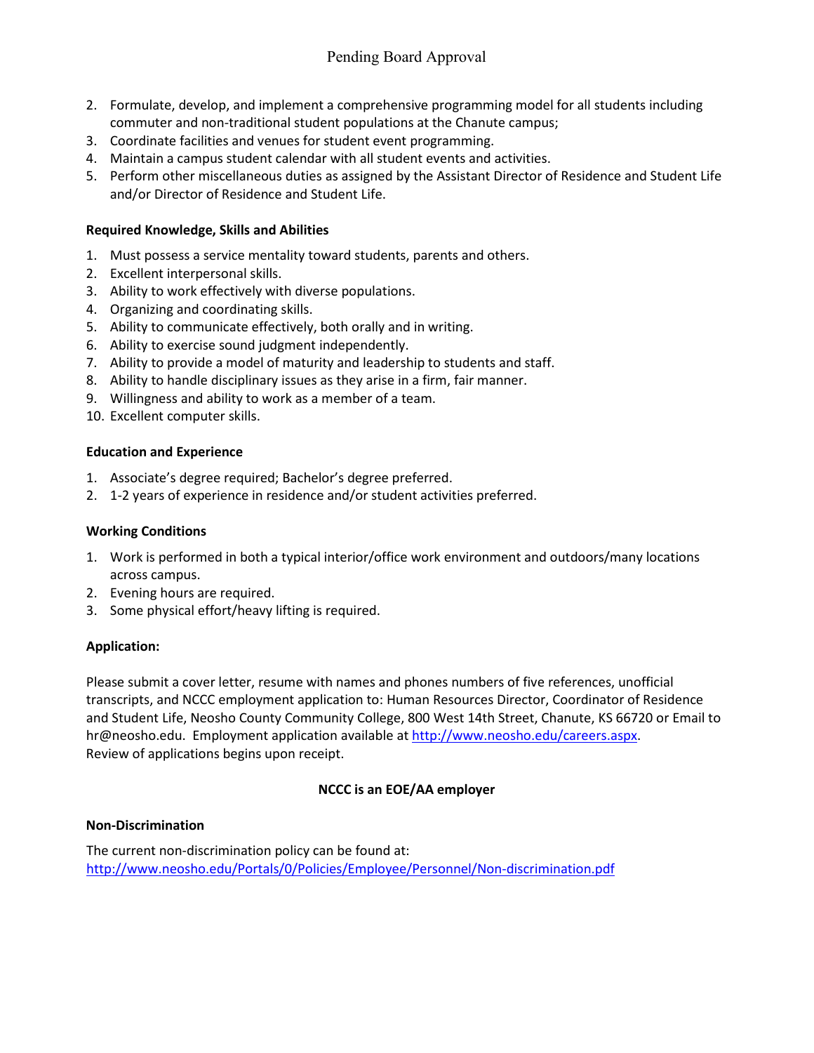Pending Board Approval

2. Formulate, develop, and implement a comprehensive programming model for all students including commuter and non-traditional student populations at the Chanute campus;
3. Coordinate facilities and venues for student event programming.
4. Maintain a campus student calendar with all student events and activities.
5. Perform other miscellaneous duties as assigned by the Assistant Director of Residence and Student Life and/or Director of Residence and Student Life.

**Required Knowledge, Skills and Abilities**

1. Must possess a service mentality toward students, parents and others.
2. Excellent interpersonal skills.
3. Ability to work effectively with diverse populations.
4. Organizing and coordinating skills.
5. Ability to communicate effectively, both orally and in writing.
6. Ability to exercise sound judgment independently.
7. Ability to provide a model of maturity and leadership to students and staff.
8. Ability to handle disciplinary issues as they arise in a firm, fair manner.
9. Willingness and ability to work as a member of a team.
10. Excellent computer skills.

**Education and Experience**

1. Associate's degree required; Bachelor's degree preferred.
2. 1-2 years of experience in residence and/or student activities preferred.

**Working Conditions**

1. Work is performed in both a typical interior/office work environment and outdoors/many locations across campus.
2. Evening hours are required.
3. Some physical effort/heavy lifting is required.

**Application:**

Please submit a cover letter, resume with names and phones numbers of five references, unofficial transcripts, and NCCC employment application to: Human Resources Director, Coordinator of Residence and Student Life, Neosho County Community College, 800 West 14th Street, Chanute, KS 66720 or Email to hr@neosho.edu. Employment application available at http://www.neosho.edu/careers.aspx.
Review of applications begins upon receipt.

**NCCC is an EOE/AA employer**

**Non-Discrimination**

The current non-discrimination policy can be found at:
http://www.neosho.edu/Portals/0/Policies/Employee/Personnel/Non-discrimination.pdf